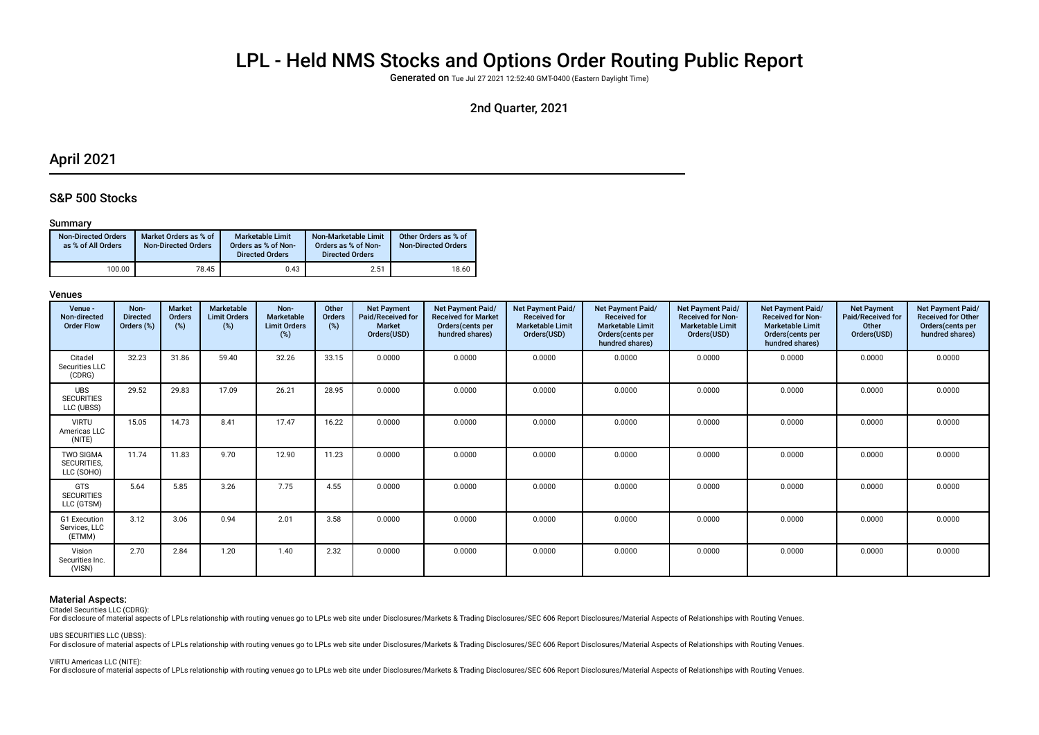# LPL - Held NMS Stocks and Options Order Routing Public Report

**Generated on** Tue Jul 27 2021 12:52:40 GMT-0400 (Eastern Daylight Time)

2nd Quarter, 2021

## April 2021

### S&P 500 Stocks

#### Summary

| Non-Directed Orders as % of All Orders | Market Orders as % of Non-Directed Orders | Marketable Limit Orders as % of Non-Directed Orders | Non-Marketable Limit Orders as % of Non-Directed Orders | Other Orders as % of Non-Directed Orders |
|---|---|---|---|---|
| 100.00 | 78.45 | 0.43 | 2.51 | 18.60 |

#### Venues

| Venue - Non-directed Order Flow | Non-Directed Orders (%) | Market Orders (%) | Marketable Limit Orders (%) | Non-Marketable Limit Orders (%) | Other Orders (%) | Net Payment Paid/Received for Market Orders(USD) | Net Payment Paid/ Received for Market Orders(cents per hundred shares) | Net Payment Paid/ Received for Marketable Limit Orders(USD) | Net Payment Paid/ Received for Marketable Limit Orders(cents per hundred shares) | Net Payment Paid/ Received for Non-Marketable Limit Orders(USD) | Net Payment Paid/ Received for Non-Marketable Limit Orders(cents per hundred shares) | Net Payment Paid/Received for Other Orders(USD) | Net Payment Paid/ Received for Other Orders(cents per hundred shares) |
|---|---|---|---|---|---|---|---|---|---|---|---|---|---|
| Citadel Securities LLC (CDRG) | 32.23 | 31.86 | 59.40 | 32.26 | 33.15 | 0.0000 | 0.0000 | 0.0000 | 0.0000 | 0.0000 | 0.0000 | 0.0000 | 0.0000 |
| UBS SECURITIES LLC (UBSS) | 29.52 | 29.83 | 17.09 | 26.21 | 28.95 | 0.0000 | 0.0000 | 0.0000 | 0.0000 | 0.0000 | 0.0000 | 0.0000 | 0.0000 |
| VIRTU Americas LLC (NITE) | 15.05 | 14.73 | 8.41 | 17.47 | 16.22 | 0.0000 | 0.0000 | 0.0000 | 0.0000 | 0.0000 | 0.0000 | 0.0000 | 0.0000 |
| TWO SIGMA SECURITIES, LLC (SOHO) | 11.74 | 11.83 | 9.70 | 12.90 | 11.23 | 0.0000 | 0.0000 | 0.0000 | 0.0000 | 0.0000 | 0.0000 | 0.0000 | 0.0000 |
| GTS SECURITIES LLC (GTSM) | 5.64 | 5.85 | 3.26 | 7.75 | 4.55 | 0.0000 | 0.0000 | 0.0000 | 0.0000 | 0.0000 | 0.0000 | 0.0000 | 0.0000 |
| G1 Execution Services, LLC (ETMM) | 3.12 | 3.06 | 0.94 | 2.01 | 3.58 | 0.0000 | 0.0000 | 0.0000 | 0.0000 | 0.0000 | 0.0000 | 0.0000 | 0.0000 |
| Vision Securities Inc. (VISN) | 2.70 | 2.84 | 1.20 | 1.40 | 2.32 | 0.0000 | 0.0000 | 0.0000 | 0.0000 | 0.0000 | 0.0000 | 0.0000 | 0.0000 |

#### Material Aspects:

Citadel Securities LLC (CDRG):
For disclosure of material aspects of LPLs relationship with routing venues go to LPLs web site under Disclosures/Markets & Trading Disclosures/SEC 606 Report Disclosures/Material Aspects of Relationships with Routing Venues.

UBS SECURITIES LLC (UBSS):
For disclosure of material aspects of LPLs relationship with routing venues go to LPLs web site under Disclosures/Markets & Trading Disclosures/SEC 606 Report Disclosures/Material Aspects of Relationships with Routing Venues.

VIRTU Americas LLC (NITE):
For disclosure of material aspects of LPLs relationship with routing venues go to LPLs web site under Disclosures/Markets & Trading Disclosures/SEC 606 Report Disclosures/Material Aspects of Relationships with Routing Venues.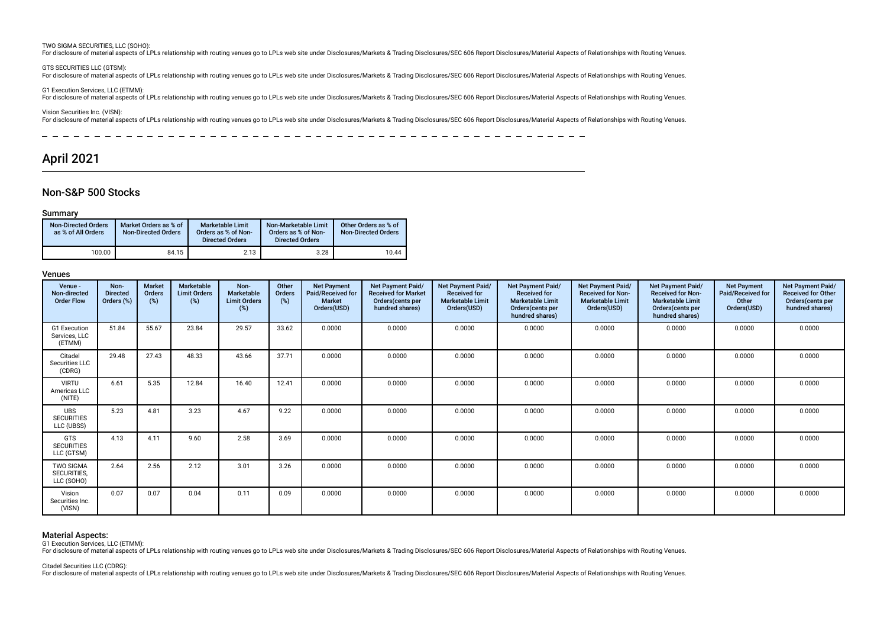TWO SIGMA SECURITIES, LLC (SOHO):
For disclosure of material aspects of LPLs relationship with routing venues go to LPLs web site under Disclosures/Markets & Trading Disclosures/SEC 606 Report Disclosures/Material Aspects of Relationships with Routing Venues.

GTS SECURITIES LLC (GTSM):
For disclosure of material aspects of LPLs relationship with routing venues go to LPLs web site under Disclosures/Markets & Trading Disclosures/SEC 606 Report Disclosures/Material Aspects of Relationships with Routing Venues.

G1 Execution Services, LLC (ETMM):
For disclosure of material aspects of LPLs relationship with routing venues go to LPLs web site under Disclosures/Markets & Trading Disclosures/SEC 606 Report Disclosures/Material Aspects of Relationships with Routing Venues.

Vision Securities Inc. (VISN):
For disclosure of material aspects of LPLs relationship with routing venues go to LPLs web site under Disclosures/Markets & Trading Disclosures/SEC 606 Report Disclosures/Material Aspects of Relationships with Routing Venues.

# April 2021

## Non-S&P 500 Stocks

### Summary

| Non-Directed Orders as % of All Orders | Market Orders as % of Non-Directed Orders | Marketable Limit Orders as % of Non-Directed Orders | Non-Marketable Limit Orders as % of Non-Directed Orders | Other Orders as % of Non-Directed Orders |
|---|---|---|---|---|
| 100.00 | 84.15 | 2.13 | 3.28 | 10.44 |

### Venues

| Venue - Non-directed Order Flow | Non-Directed Orders (%) | Market Orders (%) | Marketable Limit Orders (%) | Non-Marketable Limit Orders (%) | Other Orders (%) | Net Payment Paid/Received for Market Orders(USD) | Net Payment Paid/ Received for Market Orders(cents per hundred shares) | Net Payment Paid/ Received for Marketable Limit Orders(USD) | Net Payment Paid/ Received for Marketable Limit Orders(cents per hundred shares) | Net Payment Paid/ Received for Non-Marketable Limit Orders(USD) | Net Payment Paid/ Received for Non-Marketable Limit Orders(cents per hundred shares) | Net Payment Paid/Received for Other Orders(USD) | Net Payment Paid/ Received for Other Orders(cents per hundred shares) |
|---|---|---|---|---|---|---|---|---|---|---|---|---|---|
| G1 Execution Services, LLC (ETMM) | 51.84 | 55.67 | 23.84 | 29.57 | 33.62 | 0.0000 | 0.0000 | 0.0000 | 0.0000 | 0.0000 | 0.0000 | 0.0000 | 0.0000 |
| Citadel Securities LLC (CDRG) | 29.48 | 27.43 | 48.33 | 43.66 | 37.71 | 0.0000 | 0.0000 | 0.0000 | 0.0000 | 0.0000 | 0.0000 | 0.0000 | 0.0000 |
| VIRTU Americas LLC (NITE) | 6.61 | 5.35 | 12.84 | 16.40 | 12.41 | 0.0000 | 0.0000 | 0.0000 | 0.0000 | 0.0000 | 0.0000 | 0.0000 | 0.0000 |
| UBS SECURITIES LLC (UBSS) | 5.23 | 4.81 | 3.23 | 4.67 | 9.22 | 0.0000 | 0.0000 | 0.0000 | 0.0000 | 0.0000 | 0.0000 | 0.0000 | 0.0000 |
| GTS SECURITIES LLC (GTSM) | 4.13 | 4.11 | 9.60 | 2.58 | 3.69 | 0.0000 | 0.0000 | 0.0000 | 0.0000 | 0.0000 | 0.0000 | 0.0000 | 0.0000 |
| TWO SIGMA SECURITIES, LLC (SOHO) | 2.64 | 2.56 | 2.12 | 3.01 | 3.26 | 0.0000 | 0.0000 | 0.0000 | 0.0000 | 0.0000 | 0.0000 | 0.0000 | 0.0000 |
| Vision Securities Inc. (VISN) | 0.07 | 0.07 | 0.04 | 0.11 | 0.09 | 0.0000 | 0.0000 | 0.0000 | 0.0000 | 0.0000 | 0.0000 | 0.0000 | 0.0000 |

### Material Aspects:

G1 Execution Services, LLC (ETMM):
For disclosure of material aspects of LPLs relationship with routing venues go to LPLs web site under Disclosures/Markets & Trading Disclosures/SEC 606 Report Disclosures/Material Aspects of Relationships with Routing Venues.

Citadel Securities LLC (CDRG):
For disclosure of material aspects of LPLs relationship with routing venues go to LPLs web site under Disclosures/Markets & Trading Disclosures/SEC 606 Report Disclosures/Material Aspects of Relationships with Routing Venues.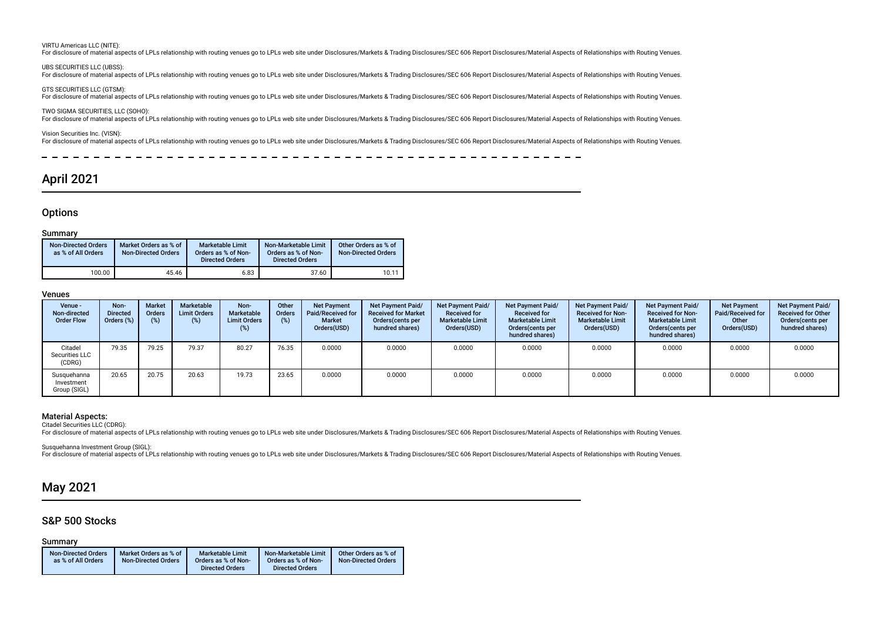VIRTU Americas LLC (NITE):
For disclosure of material aspects of LPLs relationship with routing venues go to LPLs web site under Disclosures/Markets & Trading Disclosures/SEC 606 Report Disclosures/Material Aspects of Relationships with Routing Venues.

UBS SECURITIES LLC (UBSS):
For disclosure of material aspects of LPLs relationship with routing venues go to LPLs web site under Disclosures/Markets & Trading Disclosures/SEC 606 Report Disclosures/Material Aspects of Relationships with Routing Venues.

GTS SECURITIES LLC (GTSM):
For disclosure of material aspects of LPLs relationship with routing venues go to LPLs web site under Disclosures/Markets & Trading Disclosures/SEC 606 Report Disclosures/Material Aspects of Relationships with Routing Venues.

TWO SIGMA SECURITIES, LLC (SOHO):
For disclosure of material aspects of LPLs relationship with routing venues go to LPLs web site under Disclosures/Markets & Trading Disclosures/SEC 606 Report Disclosures/Material Aspects of Relationships with Routing Venues.

Vision Securities Inc. (VISN):
For disclosure of material aspects of LPLs relationship with routing venues go to LPLs web site under Disclosures/Markets & Trading Disclosures/SEC 606 Report Disclosures/Material Aspects of Relationships with Routing Venues.

# April 2021

## Options

### Summary

| Non-Directed Orders as % of All Orders | Market Orders as % of Non-Directed Orders | Marketable Limit Orders as % of Non-Directed Orders | Non-Marketable Limit Orders as % of Non-Directed Orders | Other Orders as % of Non-Directed Orders |
|---|---|---|---|---|
| 100.00 | 45.46 | 6.83 | 37.60 | 10.11 |

### Venues

| Venue - Non-directed Order Flow | Non-Directed Orders (%) | Market Orders (%) | Marketable Limit Orders (%) | Non-Marketable Limit Orders (%) | Other Orders (%) | Net Payment Paid/Received for Market Orders(USD) | Net Payment Paid/ Received for Market Orders(cents per hundred shares) | Net Payment Paid/ Received for Marketable Limit Orders(USD) | Net Payment Paid/ Received for Marketable Limit Orders(cents per hundred shares) | Net Payment Paid/ Received for Non-Marketable Limit Orders(USD) | Net Payment Paid/ Received for Non-Marketable Limit Orders(cents per hundred shares) | Net Payment Paid/Received for Other Orders(USD) | Net Payment Paid/ Received for Other Orders(cents per hundred shares) |
|---|---|---|---|---|---|---|---|---|---|---|---|---|---|
| Citadel Securities LLC (CDRG) | 79.35 | 79.25 | 79.37 | 80.27 | 76.35 | 0.0000 | 0.0000 | 0.0000 | 0.0000 | 0.0000 | 0.0000 | 0.0000 | 0.0000 |
| Susquehanna Investment Group (SIGL) | 20.65 | 20.75 | 20.63 | 19.73 | 23.65 | 0.0000 | 0.0000 | 0.0000 | 0.0000 | 0.0000 | 0.0000 | 0.0000 | 0.0000 |

### Material Aspects:

Citadel Securities LLC (CDRG):
For disclosure of material aspects of LPLs relationship with routing venues go to LPLs web site under Disclosures/Markets & Trading Disclosures/SEC 606 Report Disclosures/Material Aspects of Relationships with Routing Venues.

Susquehanna Investment Group (SIGL):
For disclosure of material aspects of LPLs relationship with routing venues go to LPLs web site under Disclosures/Markets & Trading Disclosures/SEC 606 Report Disclosures/Material Aspects of Relationships with Routing Venues.

# May 2021

## S&P 500 Stocks

### Summary

| Non-Directed Orders as % of All Orders | Market Orders as % of Non-Directed Orders | Marketable Limit Orders as % of Non-Directed Orders | Non-Marketable Limit Orders as % of Non-Directed Orders | Other Orders as % of Non-Directed Orders |
|---|---|---|---|---|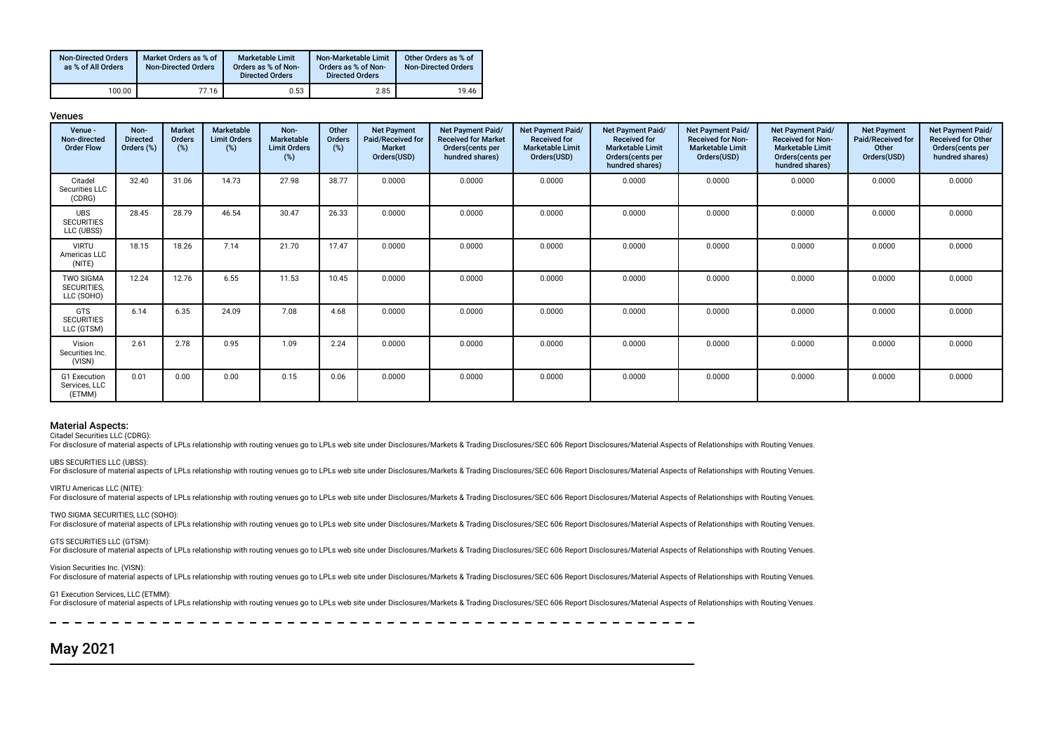| Non-Directed Orders as % of All Orders | Market Orders as % of Non-Directed Orders | Marketable Limit Orders as % of Non-Directed Orders | Non-Marketable Limit Orders as % of Non-Directed Orders | Other Orders as % of Non-Directed Orders |
|---|---|---|---|---|
| 100.00 | 77.16 | 0.53 | 2.85 | 19.46 |

### Venues

| Venue - Non-directed Order Flow | Non-Directed Orders (%) | Market Orders (%) | Marketable Limit Orders (%) | Non-Marketable Limit Orders (%) | Other Orders (%) | Net Payment Paid/Received for Market Orders(USD) | Net Payment Paid/ Received for Market Orders(cents per hundred shares) | Net Payment Paid/ Received for Marketable Limit Orders(USD) | Net Payment Paid/ Received for Marketable Limit Orders(cents per hundred shares) | Net Payment Paid/ Received for Non-Marketable Limit Orders(USD) | Net Payment Paid/ Received for Non-Marketable Limit Orders(cents per hundred shares) | Net Payment Paid/Received for Other Orders(USD) | Net Payment Paid/ Received for Other Orders(cents per hundred shares) |
|---|---|---|---|---|---|---|---|---|---|---|---|---|---|
| Citadel Securities LLC (CDRG) | 32.40 | 31.06 | 14.73 | 27.98 | 38.77 | 0.0000 | 0.0000 | 0.0000 | 0.0000 | 0.0000 | 0.0000 | 0.0000 | 0.0000 |
| UBS SECURITIES LLC (UBSS) | 28.45 | 28.79 | 46.54 | 30.47 | 26.33 | 0.0000 | 0.0000 | 0.0000 | 0.0000 | 0.0000 | 0.0000 | 0.0000 | 0.0000 |
| VIRTU Americas LLC (NITE) | 18.15 | 18.26 | 7.14 | 21.70 | 17.47 | 0.0000 | 0.0000 | 0.0000 | 0.0000 | 0.0000 | 0.0000 | 0.0000 | 0.0000 |
| TWO SIGMA SECURITIES, LLC (SOHO) | 12.24 | 12.76 | 6.55 | 11.53 | 10.45 | 0.0000 | 0.0000 | 0.0000 | 0.0000 | 0.0000 | 0.0000 | 0.0000 | 0.0000 |
| GTS SECURITIES LLC (GTSM) | 6.14 | 6.35 | 24.09 | 7.08 | 4.68 | 0.0000 | 0.0000 | 0.0000 | 0.0000 | 0.0000 | 0.0000 | 0.0000 | 0.0000 |
| Vision Securities Inc. (VISN) | 2.61 | 2.78 | 0.95 | 1.09 | 2.24 | 0.0000 | 0.0000 | 0.0000 | 0.0000 | 0.0000 | 0.0000 | 0.0000 | 0.0000 |
| G1 Execution Services, LLC (ETMM) | 0.01 | 0.00 | 0.00 | 0.15 | 0.06 | 0.0000 | 0.0000 | 0.0000 | 0.0000 | 0.0000 | 0.0000 | 0.0000 | 0.0000 |

### Material Aspects:

Citadel Securities LLC (CDRG):
For disclosure of material aspects of LPLs relationship with routing venues go to LPLs web site under Disclosures/Markets & Trading Disclosures/SEC 606 Report Disclosures/Material Aspects of Relationships with Routing Venues.

UBS SECURITIES LLC (UBSS):
For disclosure of material aspects of LPLs relationship with routing venues go to LPLs web site under Disclosures/Markets & Trading Disclosures/SEC 606 Report Disclosures/Material Aspects of Relationships with Routing Venues.

VIRTU Americas LLC (NITE):
For disclosure of material aspects of LPLs relationship with routing venues go to LPLs web site under Disclosures/Markets & Trading Disclosures/SEC 606 Report Disclosures/Material Aspects of Relationships with Routing Venues.

TWO SIGMA SECURITIES, LLC (SOHO):
For disclosure of material aspects of LPLs relationship with routing venues go to LPLs web site under Disclosures/Markets & Trading Disclosures/SEC 606 Report Disclosures/Material Aspects of Relationships with Routing Venues.

GTS SECURITIES LLC (GTSM):
For disclosure of material aspects of LPLs relationship with routing venues go to LPLs web site under Disclosures/Markets & Trading Disclosures/SEC 606 Report Disclosures/Material Aspects of Relationships with Routing Venues.

Vision Securities Inc. (VISN):
For disclosure of material aspects of LPLs relationship with routing venues go to LPLs web site under Disclosures/Markets & Trading Disclosures/SEC 606 Report Disclosures/Material Aspects of Relationships with Routing Venues.

G1 Execution Services, LLC (ETMM):
For disclosure of material aspects of LPLs relationship with routing venues go to LPLs web site under Disclosures/Markets & Trading Disclosures/SEC 606 Report Disclosures/Material Aspects of Relationships with Routing Venues.

## May 2021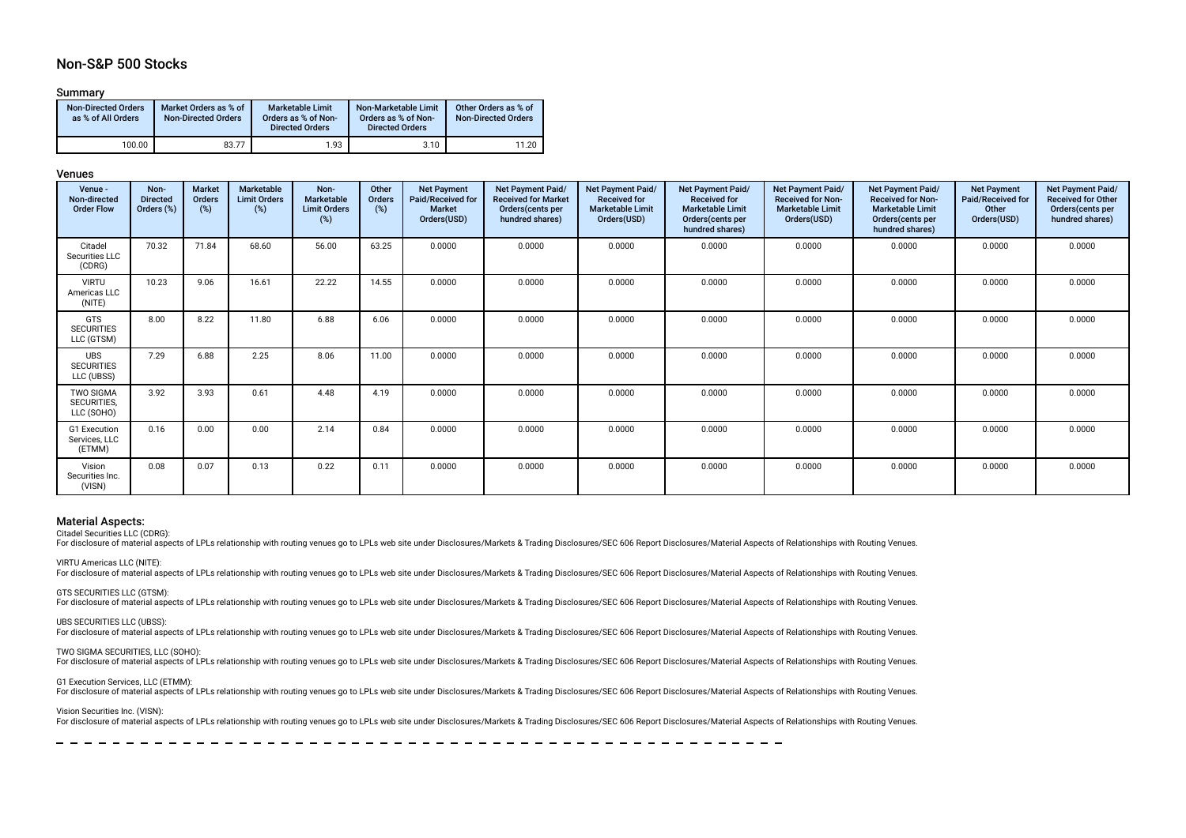## Non-S&P 500 Stocks

### Summary

| Non-Directed Orders as % of All Orders | Market Orders as % of Non-Directed Orders | Marketable Limit Orders as % of Non-Directed Orders | Non-Marketable Limit Orders as % of Non-Directed Orders | Other Orders as % of Non-Directed Orders |
|---|---|---|---|---|
| 100.00 | 83.77 | 1.93 | 3.10 | 11.20 |

### Venues

| Venue - Non-directed Order Flow | Non-Directed Orders (%) | Market Orders (%) | Marketable Limit Orders (%) | Non-Marketable Limit Orders (%) | Other Orders (%) | Net Payment Paid/Received for Market Orders(USD) | Net Payment Paid/ Received for Market Orders(cents per hundred shares) | Net Payment Paid/ Received for Marketable Limit Orders(USD) | Net Payment Paid/ Received for Marketable Limit Orders(cents per hundred shares) | Net Payment Paid/ Received for Non-Marketable Limit Orders(USD) | Net Payment Paid/ Received for Non-Marketable Limit Orders(cents per hundred shares) | Net Payment Paid/Received for Other Orders(USD) | Net Payment Paid/ Received for Other Orders(cents per hundred shares) |
|---|---|---|---|---|---|---|---|---|---|---|---|---|---|
| Citadel Securities LLC (CDRG) | 70.32 | 71.84 | 68.60 | 56.00 | 63.25 | 0.0000 | 0.0000 | 0.0000 | 0.0000 | 0.0000 | 0.0000 | 0.0000 | 0.0000 |
| VIRTU Americas LLC (NITE) | 10.23 | 9.06 | 16.61 | 22.22 | 14.55 | 0.0000 | 0.0000 | 0.0000 | 0.0000 | 0.0000 | 0.0000 | 0.0000 | 0.0000 |
| GTS SECURITIES LLC (GTSM) | 8.00 | 8.22 | 11.80 | 6.88 | 6.06 | 0.0000 | 0.0000 | 0.0000 | 0.0000 | 0.0000 | 0.0000 | 0.0000 | 0.0000 |
| UBS SECURITIES LLC (UBSS) | 7.29 | 6.88 | 2.25 | 8.06 | 11.00 | 0.0000 | 0.0000 | 0.0000 | 0.0000 | 0.0000 | 0.0000 | 0.0000 | 0.0000 |
| TWO SIGMA SECURITIES, LLC (SOHO) | 3.92 | 3.93 | 0.61 | 4.48 | 4.19 | 0.0000 | 0.0000 | 0.0000 | 0.0000 | 0.0000 | 0.0000 | 0.0000 | 0.0000 |
| G1 Execution Services, LLC (ETMM) | 0.16 | 0.00 | 0.00 | 2.14 | 0.84 | 0.0000 | 0.0000 | 0.0000 | 0.0000 | 0.0000 | 0.0000 | 0.0000 | 0.0000 |
| Vision Securities Inc. (VISN) | 0.08 | 0.07 | 0.13 | 0.22 | 0.11 | 0.0000 | 0.0000 | 0.0000 | 0.0000 | 0.0000 | 0.0000 | 0.0000 | 0.0000 |

### Material Aspects:

Citadel Securities LLC (CDRG):
For disclosure of material aspects of LPLs relationship with routing venues go to LPLs web site under Disclosures/Markets & Trading Disclosures/SEC 606 Report Disclosures/Material Aspects of Relationships with Routing Venues.

VIRTU Americas LLC (NITE):
For disclosure of material aspects of LPLs relationship with routing venues go to LPLs web site under Disclosures/Markets & Trading Disclosures/SEC 606 Report Disclosures/Material Aspects of Relationships with Routing Venues.

GTS SECURITIES LLC (GTSM):
For disclosure of material aspects of LPLs relationship with routing venues go to LPLs web site under Disclosures/Markets & Trading Disclosures/SEC 606 Report Disclosures/Material Aspects of Relationships with Routing Venues.

UBS SECURITIES LLC (UBSS):
For disclosure of material aspects of LPLs relationship with routing venues go to LPLs web site under Disclosures/Markets & Trading Disclosures/SEC 606 Report Disclosures/Material Aspects of Relationships with Routing Venues.

TWO SIGMA SECURITIES, LLC (SOHO):
For disclosure of material aspects of LPLs relationship with routing venues go to LPLs web site under Disclosures/Markets & Trading Disclosures/SEC 606 Report Disclosures/Material Aspects of Relationships with Routing Venues.

G1 Execution Services, LLC (ETMM):
For disclosure of material aspects of LPLs relationship with routing venues go to LPLs web site under Disclosures/Markets & Trading Disclosures/SEC 606 Report Disclosures/Material Aspects of Relationships with Routing Venues.

Vision Securities Inc. (VISN):
For disclosure of material aspects of LPLs relationship with routing venues go to LPLs web site under Disclosures/Markets & Trading Disclosures/SEC 606 Report Disclosures/Material Aspects of Relationships with Routing Venues.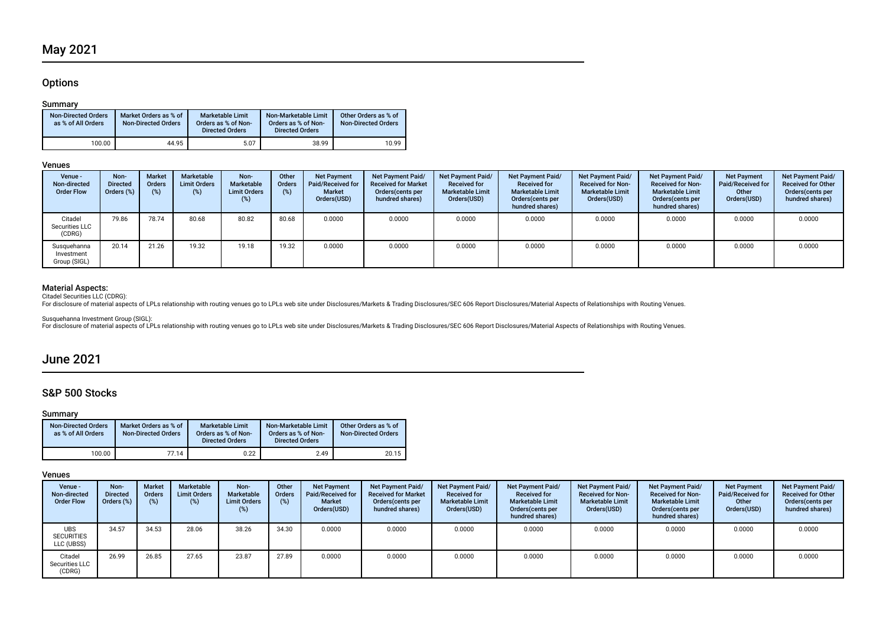# May 2021

## Options

### Summary

| Non-Directed Orders as % of All Orders | Market Orders as % of Non-Directed Orders | Marketable Limit Orders as % of Non-Directed Orders | Non-Marketable Limit Orders as % of Non-Directed Orders | Other Orders as % of Non-Directed Orders |
|---|---|---|---|---|
| 100.00 | 44.95 | 5.07 | 38.99 | 10.99 |

### Venues

| Venue - Non-directed Order Flow | Non-Directed Orders (%) | Market Orders (%) | Marketable Limit Orders (%) | Non-Marketable Limit Orders (%) | Other Orders (%) | Net Payment Paid/Received for Market Orders(USD) | Net Payment Paid/ Received for Market Orders(cents per hundred shares) | Net Payment Paid/ Received for Marketable Limit Orders(USD) | Net Payment Paid/ Received for Marketable Limit Orders(cents per hundred shares) | Net Payment Paid/ Received for Non-Marketable Limit Orders(USD) | Net Payment Paid/ Received for Non-Marketable Limit Orders(cents per hundred shares) | Net Payment Paid/Received for Other Orders(USD) | Net Payment Paid/ Received for Other Orders(cents per hundred shares) |
|---|---|---|---|---|---|---|---|---|---|---|---|---|---|
| Citadel Securities LLC (CDRG) | 79.86 | 78.74 | 80.68 | 80.82 | 80.68 | 0.0000 | 0.0000 | 0.0000 | 0.0000 | 0.0000 | 0.0000 | 0.0000 | 0.0000 |
| Susquehanna Investment Group (SIGL) | 20.14 | 21.26 | 19.32 | 19.18 | 19.32 | 0.0000 | 0.0000 | 0.0000 | 0.0000 | 0.0000 | 0.0000 | 0.0000 | 0.0000 |

### Material Aspects:

Citadel Securities LLC (CDRG):
For disclosure of material aspects of LPLs relationship with routing venues go to LPLs web site under Disclosures/Markets & Trading Disclosures/SEC 606 Report Disclosures/Material Aspects of Relationships with Routing Venues.

Susquehanna Investment Group (SIGL):
For disclosure of material aspects of LPLs relationship with routing venues go to LPLs web site under Disclosures/Markets & Trading Disclosures/SEC 606 Report Disclosures/Material Aspects of Relationships with Routing Venues.

# June 2021

## S&P 500 Stocks

### Summary

| Non-Directed Orders as % of All Orders | Market Orders as % of Non-Directed Orders | Marketable Limit Orders as % of Non-Directed Orders | Non-Marketable Limit Orders as % of Non-Directed Orders | Other Orders as % of Non-Directed Orders |
|---|---|---|---|---|
| 100.00 | 77.14 | 0.22 | 2.49 | 20.15 |

### Venues

| Venue - Non-directed Order Flow | Non-Directed Orders (%) | Market Orders (%) | Marketable Limit Orders (%) | Non-Marketable Limit Orders (%) | Other Orders (%) | Net Payment Paid/Received for Market Orders(USD) | Net Payment Paid/ Received for Market Orders(cents per hundred shares) | Net Payment Paid/ Received for Marketable Limit Orders(USD) | Net Payment Paid/ Received for Marketable Limit Orders(cents per hundred shares) | Net Payment Paid/ Received for Non-Marketable Limit Orders(USD) | Net Payment Paid/ Received for Non-Marketable Limit Orders(cents per hundred shares) | Net Payment Paid/Received for Other Orders(USD) | Net Payment Paid/ Received for Other Orders(cents per hundred shares) |
|---|---|---|---|---|---|---|---|---|---|---|---|---|---|
| UBS SECURITIES LLC (UBSS) | 34.57 | 34.53 | 28.06 | 38.26 | 34.30 | 0.0000 | 0.0000 | 0.0000 | 0.0000 | 0.0000 | 0.0000 | 0.0000 | 0.0000 |
| Citadel Securities LLC (CDRG) | 26.99 | 26.85 | 27.65 | 23.87 | 27.89 | 0.0000 | 0.0000 | 0.0000 | 0.0000 | 0.0000 | 0.0000 | 0.0000 | 0.0000 |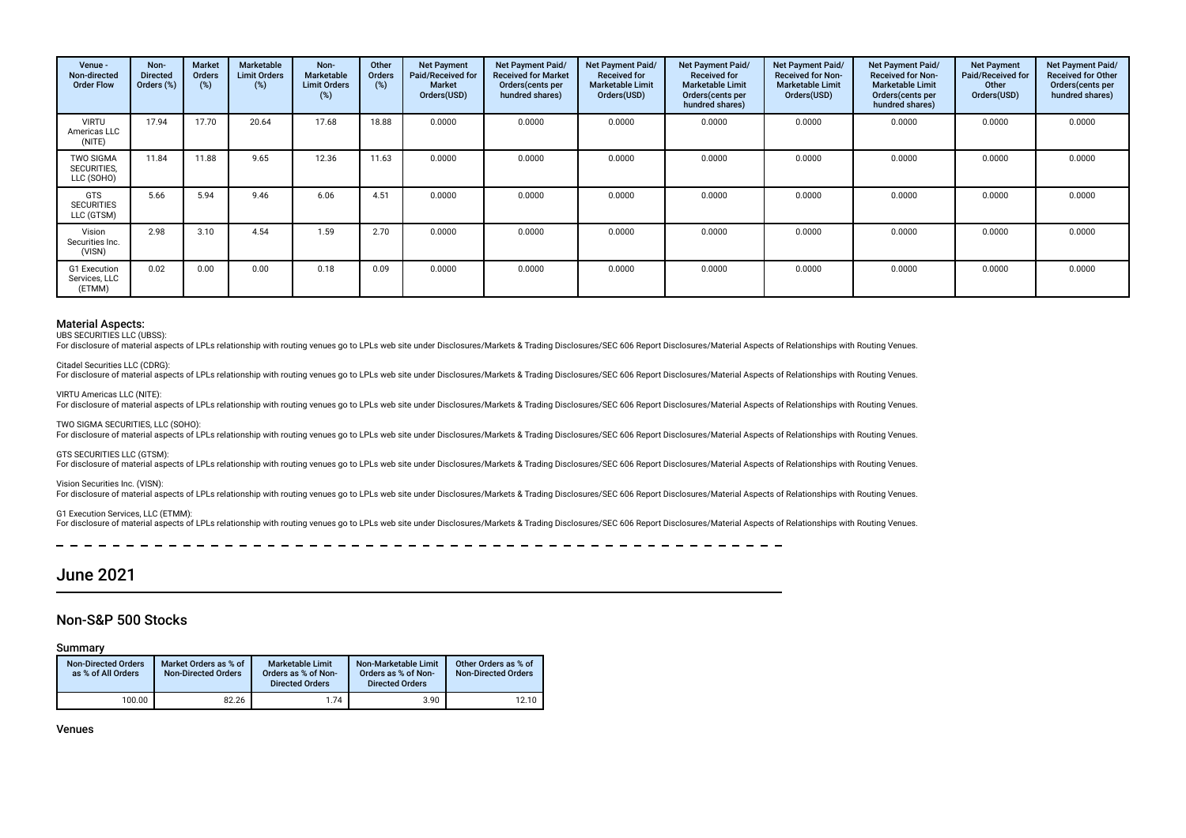| Venue - Non-directed Order Flow | Non-Directed Orders (%) | Market Orders (%) | Marketable Limit Orders (%) | Non-Marketable Limit Orders (%) | Other Orders (%) | Net Payment Paid/Received for Market Orders(USD) | Net Payment Paid/ Received for Market Orders(cents per hundred shares) | Net Payment Paid/ Received for Marketable Limit Orders(USD) | Net Payment Paid/ Received for Marketable Limit Orders(cents per hundred shares) | Net Payment Paid/ Received for Non-Marketable Limit Orders(USD) | Net Payment Paid/ Received for Non-Marketable Limit Orders(cents per hundred shares) | Net Payment Paid/Received for Other Orders(USD) | Net Payment Paid/ Received for Other Orders(cents per hundred shares) |
|---|---|---|---|---|---|---|---|---|---|---|---|---|---|
| VIRTU Americas LLC (NITE) | 17.94 | 17.70 | 20.64 | 17.68 | 18.88 | 0.0000 | 0.0000 | 0.0000 | 0.0000 | 0.0000 | 0.0000 | 0.0000 | 0.0000 |
| TWO SIGMA SECURITIES, LLC (SOHO) | 11.84 | 11.88 | 9.65 | 12.36 | 11.63 | 0.0000 | 0.0000 | 0.0000 | 0.0000 | 0.0000 | 0.0000 | 0.0000 | 0.0000 |
| GTS SECURITIES LLC (GTSM) | 5.66 | 5.94 | 9.46 | 6.06 | 4.51 | 0.0000 | 0.0000 | 0.0000 | 0.0000 | 0.0000 | 0.0000 | 0.0000 | 0.0000 |
| Vision Securities Inc. (VISN) | 2.98 | 3.10 | 4.54 | 1.59 | 2.70 | 0.0000 | 0.0000 | 0.0000 | 0.0000 | 0.0000 | 0.0000 | 0.0000 | 0.0000 |
| G1 Execution Services, LLC (ETMM) | 0.02 | 0.00 | 0.00 | 0.18 | 0.09 | 0.0000 | 0.0000 | 0.0000 | 0.0000 | 0.0000 | 0.0000 | 0.0000 | 0.0000 |

### Material Aspects:

UBS SECURITIES LLC (UBSS):
For disclosure of material aspects of LPLs relationship with routing venues go to LPLs web site under Disclosures/Markets & Trading Disclosures/SEC 606 Report Disclosures/Material Aspects of Relationships with Routing Venues.

Citadel Securities LLC (CDRG):
For disclosure of material aspects of LPLs relationship with routing venues go to LPLs web site under Disclosures/Markets & Trading Disclosures/SEC 606 Report Disclosures/Material Aspects of Relationships with Routing Venues.

VIRTU Americas LLC (NITE):
For disclosure of material aspects of LPLs relationship with routing venues go to LPLs web site under Disclosures/Markets & Trading Disclosures/SEC 606 Report Disclosures/Material Aspects of Relationships with Routing Venues.

TWO SIGMA SECURITIES, LLC (SOHO):
For disclosure of material aspects of LPLs relationship with routing venues go to LPLs web site under Disclosures/Markets & Trading Disclosures/SEC 606 Report Disclosures/Material Aspects of Relationships with Routing Venues.

GTS SECURITIES LLC (GTSM):
For disclosure of material aspects of LPLs relationship with routing venues go to LPLs web site under Disclosures/Markets & Trading Disclosures/SEC 606 Report Disclosures/Material Aspects of Relationships with Routing Venues.

Vision Securities Inc. (VISN):
For disclosure of material aspects of LPLs relationship with routing venues go to LPLs web site under Disclosures/Markets & Trading Disclosures/SEC 606 Report Disclosures/Material Aspects of Relationships with Routing Venues.

G1 Execution Services, LLC (ETMM):
For disclosure of material aspects of LPLs relationship with routing venues go to LPLs web site under Disclosures/Markets & Trading Disclosures/SEC 606 Report Disclosures/Material Aspects of Relationships with Routing Venues.

# June 2021

## Non-S&P 500 Stocks

### Summary

| Non-Directed Orders as % of All Orders | Market Orders as % of Non-Directed Orders | Marketable Limit Orders as % of Non-Directed Orders | Non-Marketable Limit Orders as % of Non-Directed Orders | Other Orders as % of Non-Directed Orders |
|---|---|---|---|---|
| 100.00 | 82.26 | 1.74 | 3.90 | 12.10 |

### Venues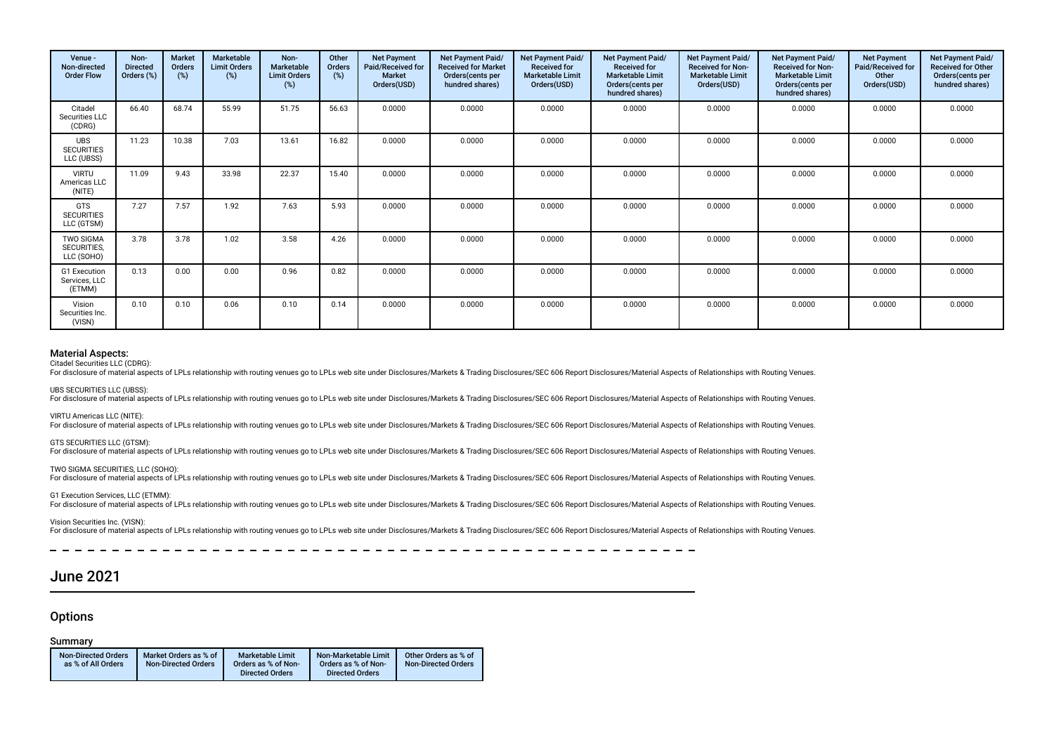| Venue - Non-directed Order Flow | Non-Directed Orders (%) | Market Orders (%) | Marketable Limit Orders (%) | Non-Marketable Limit Orders (%) | Other Orders (%) | Net Payment Paid/Received for Market Orders(USD) | Net Payment Paid/ Received for Market Orders(cents per hundred shares) | Net Payment Paid/ Received for Marketable Limit Orders(USD) | Net Payment Paid/ Received for Marketable Limit Orders(cents per hundred shares) | Net Payment Paid/ Received for Non-Marketable Limit Orders(USD) | Net Payment Paid/ Received for Non-Marketable Limit Orders(cents per hundred shares) | Net Payment Paid/Received for Other Orders(USD) | Net Payment Paid/ Received for Other Orders(cents per hundred shares) |
|---|---|---|---|---|---|---|---|---|---|---|---|---|---|
| Citadel Securities LLC (CDRG) | 66.40 | 68.74 | 55.99 | 51.75 | 56.63 | 0.0000 | 0.0000 | 0.0000 | 0.0000 | 0.0000 | 0.0000 | 0.0000 | 0.0000 |
| UBS SECURITIES LLC (UBSS) | 11.23 | 10.38 | 7.03 | 13.61 | 16.82 | 0.0000 | 0.0000 | 0.0000 | 0.0000 | 0.0000 | 0.0000 | 0.0000 | 0.0000 |
| VIRTU Americas LLC (NITE) | 11.09 | 9.43 | 33.98 | 22.37 | 15.40 | 0.0000 | 0.0000 | 0.0000 | 0.0000 | 0.0000 | 0.0000 | 0.0000 | 0.0000 |
| GTS SECURITIES LLC (GTSM) | 7.27 | 7.57 | 1.92 | 7.63 | 5.93 | 0.0000 | 0.0000 | 0.0000 | 0.0000 | 0.0000 | 0.0000 | 0.0000 | 0.0000 |
| TWO SIGMA SECURITIES, LLC (SOHO) | 3.78 | 3.78 | 1.02 | 3.58 | 4.26 | 0.0000 | 0.0000 | 0.0000 | 0.0000 | 0.0000 | 0.0000 | 0.0000 | 0.0000 |
| G1 Execution Services, LLC (ETMM) | 0.13 | 0.00 | 0.00 | 0.96 | 0.82 | 0.0000 | 0.0000 | 0.0000 | 0.0000 | 0.0000 | 0.0000 | 0.0000 | 0.0000 |
| Vision Securities Inc. (VISN) | 0.10 | 0.10 | 0.06 | 0.10 | 0.14 | 0.0000 | 0.0000 | 0.0000 | 0.0000 | 0.0000 | 0.0000 | 0.0000 | 0.0000 |

### Material Aspects:

Citadel Securities LLC (CDRG):
For disclosure of material aspects of LPLs relationship with routing venues go to LPLs web site under Disclosures/Markets & Trading Disclosures/SEC 606 Report Disclosures/Material Aspects of Relationships with Routing Venues.

UBS SECURITIES LLC (UBSS):
For disclosure of material aspects of LPLs relationship with routing venues go to LPLs web site under Disclosures/Markets & Trading Disclosures/SEC 606 Report Disclosures/Material Aspects of Relationships with Routing Venues.

VIRTU Americas LLC (NITE):
For disclosure of material aspects of LPLs relationship with routing venues go to LPLs web site under Disclosures/Markets & Trading Disclosures/SEC 606 Report Disclosures/Material Aspects of Relationships with Routing Venues.

GTS SECURITIES LLC (GTSM):
For disclosure of material aspects of LPLs relationship with routing venues go to LPLs web site under Disclosures/Markets & Trading Disclosures/SEC 606 Report Disclosures/Material Aspects of Relationships with Routing Venues.

TWO SIGMA SECURITIES, LLC (SOHO):
For disclosure of material aspects of LPLs relationship with routing venues go to LPLs web site under Disclosures/Markets & Trading Disclosures/SEC 606 Report Disclosures/Material Aspects of Relationships with Routing Venues.

G1 Execution Services, LLC (ETMM):
For disclosure of material aspects of LPLs relationship with routing venues go to LPLs web site under Disclosures/Markets & Trading Disclosures/SEC 606 Report Disclosures/Material Aspects of Relationships with Routing Venues.

Vision Securities Inc. (VISN):
For disclosure of material aspects of LPLs relationship with routing venues go to LPLs web site under Disclosures/Markets & Trading Disclosures/SEC 606 Report Disclosures/Material Aspects of Relationships with Routing Venues.

## June 2021

### Options

#### Summary

| Non-Directed Orders as % of All Orders | Market Orders as % of Non-Directed Orders | Marketable Limit Orders as % of Non-Directed Orders | Non-Marketable Limit Orders as % of Non-Directed Orders | Other Orders as % of Non-Directed Orders |
|---|---|---|---|---|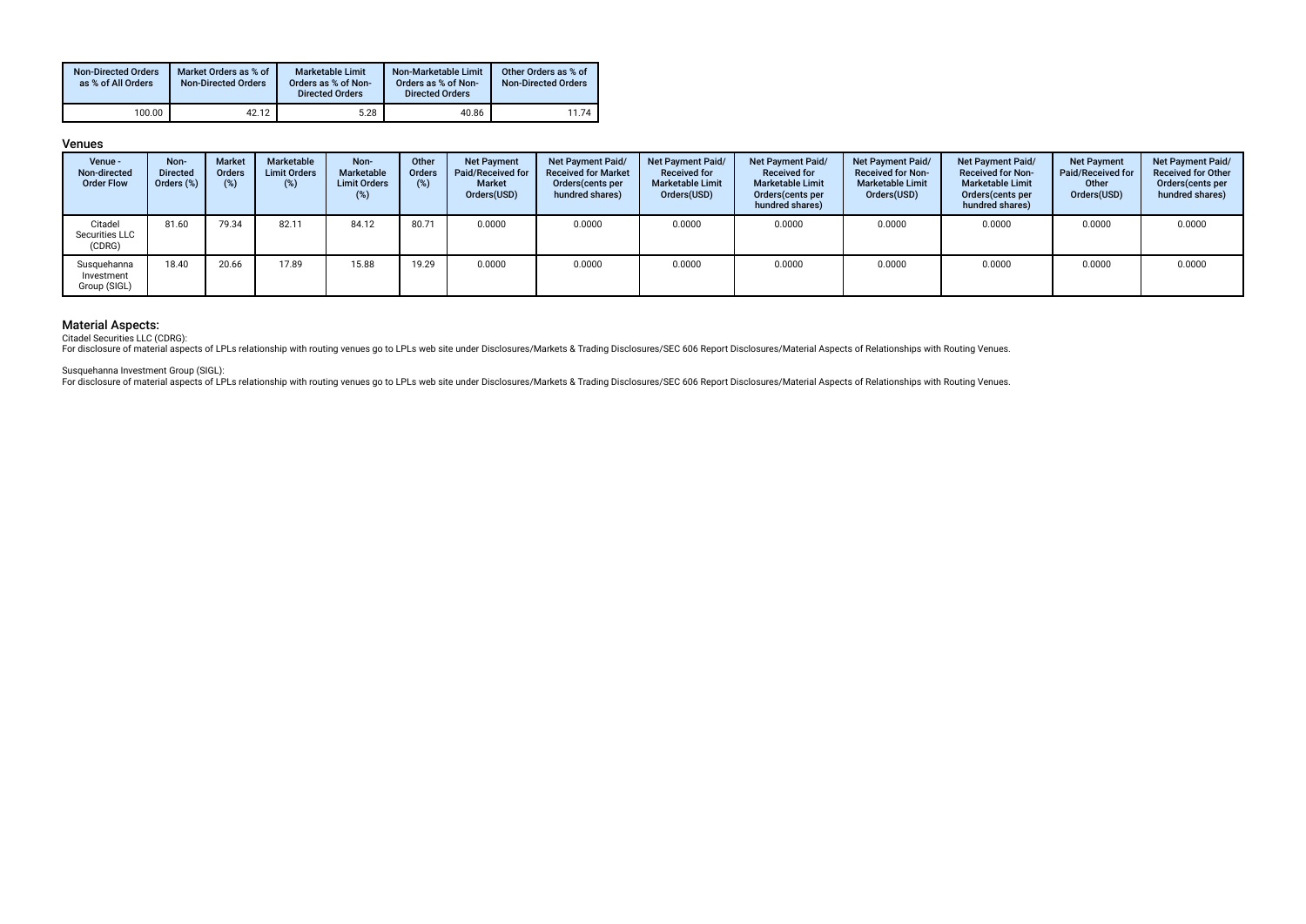| Non-Directed Orders as % of All Orders | Market Orders as % of Non-Directed Orders | Marketable Limit Orders as % of Non-Directed Orders | Non-Marketable Limit Orders as % of Non-Directed Orders | Other Orders as % of Non-Directed Orders |
|---|---|---|---|---|
| 100.00 | 42.12 | 5.28 | 40.86 | 11.74 |

## Venues

| Venue - Non-directed Order Flow | Non-Directed Orders (%) | Market Orders (%) | Marketable Limit Orders (%) | Non-Marketable Limit Orders (%) | Other Orders (%) | Net Payment Paid/Received for Market Orders(USD) | Net Payment Paid/ Received for Market Orders(cents per hundred shares) | Net Payment Paid/ Received for Marketable Limit Orders(USD) | Net Payment Paid/ Received for Marketable Limit Orders(cents per hundred shares) | Net Payment Paid/ Received for Non-Marketable Limit Orders(USD) | Net Payment Paid/ Received for Non-Marketable Limit Orders(cents per hundred shares) | Net Payment Paid/Received for Other Orders(USD) | Net Payment Paid/ Received for Other Orders(cents per hundred shares) |
|---|---|---|---|---|---|---|---|---|---|---|---|---|---|
| Citadel Securities LLC (CDRG) | 81.60 | 79.34 | 82.11 | 84.12 | 80.71 | 0.0000 | 0.0000 | 0.0000 | 0.0000 | 0.0000 | 0.0000 | 0.0000 | 0.0000 |
| Susquehanna Investment Group (SIGL) | 18.40 | 20.66 | 17.89 | 15.88 | 19.29 | 0.0000 | 0.0000 | 0.0000 | 0.0000 | 0.0000 | 0.0000 | 0.0000 | 0.0000 |

## Material Aspects:

Citadel Securities LLC (CDRG):
For disclosure of material aspects of LPLs relationship with routing venues go to LPLs web site under Disclosures/Markets & Trading Disclosures/SEC 606 Report Disclosures/Material Aspects of Relationships with Routing Venues.

Susquehanna Investment Group (SIGL):
For disclosure of material aspects of LPLs relationship with routing venues go to LPLs web site under Disclosures/Markets & Trading Disclosures/SEC 606 Report Disclosures/Material Aspects of Relationships with Routing Venues.